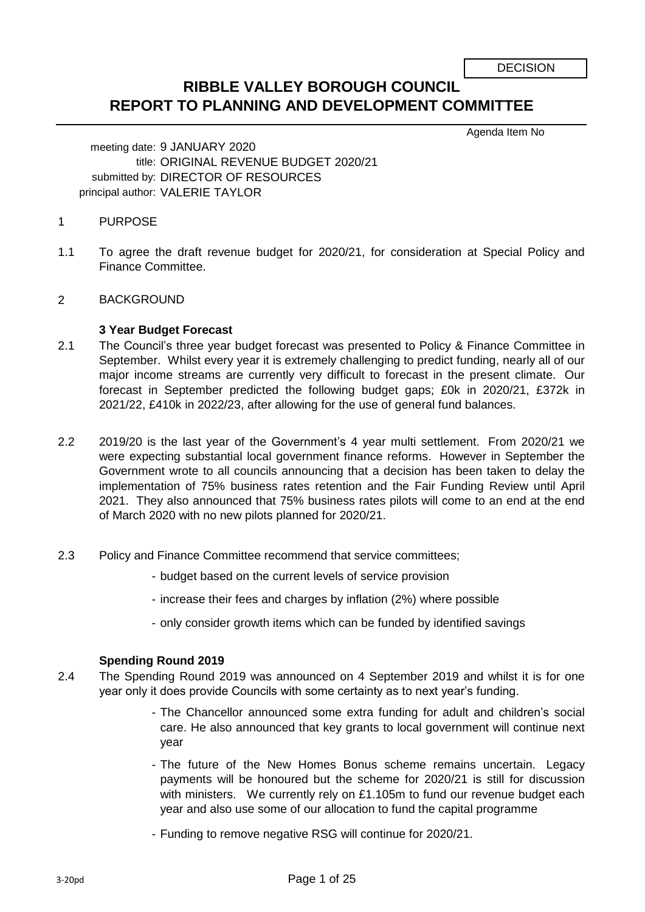DECISION

# RIBBLE VALLEY BOROUGH COUNCIL
# REPORT TO PLANNING AND DEVELOPMENT COMMITTEE

Agenda Item No

meeting date: 9 JANUARY 2020
title: ORIGINAL REVENUE BUDGET 2020/21
submitted by: DIRECTOR OF RESOURCES
principal author: VALERIE TAYLOR

## 1 PURPOSE

1.1 To agree the draft revenue budget for 2020/21, for consideration at Special Policy and Finance Committee.

## 2 BACKGROUND

### 3 Year Budget Forecast

2.1 The Council's three year budget forecast was presented to Policy & Finance Committee in September. Whilst every year it is extremely challenging to predict funding, nearly all of our major income streams are currently very difficult to forecast in the present climate. Our forecast in September predicted the following budget gaps; £0k in 2020/21, £372k in 2021/22, £410k in 2022/23, after allowing for the use of general fund balances.

2.2 2019/20 is the last year of the Government's 4 year multi settlement. From 2020/21 we were expecting substantial local government finance reforms. However in September the Government wrote to all councils announcing that a decision has been taken to delay the implementation of 75% business rates retention and the Fair Funding Review until April 2021. They also announced that 75% business rates pilots will come to an end at the end of March 2020 with no new pilots planned for 2020/21.

2.3 Policy and Finance Committee recommend that service committees;

- budget based on the current levels of service provision
- increase their fees and charges by inflation (2%) where possible
- only consider growth items which can be funded by identified savings

### Spending Round 2019

2.4 The Spending Round 2019 was announced on 4 September 2019 and whilst it is for one year only it does provide Councils with some certainty as to next year's funding.

- The Chancellor announced some extra funding for adult and children's social care. He also announced that key grants to local government will continue next year
- The future of the New Homes Bonus scheme remains uncertain. Legacy payments will be honoured but the scheme for 2020/21 is still for discussion with ministers. We currently rely on £1.105m to fund our revenue budget each year and also use some of our allocation to fund the capital programme
- Funding to remove negative RSG will continue for 2020/21.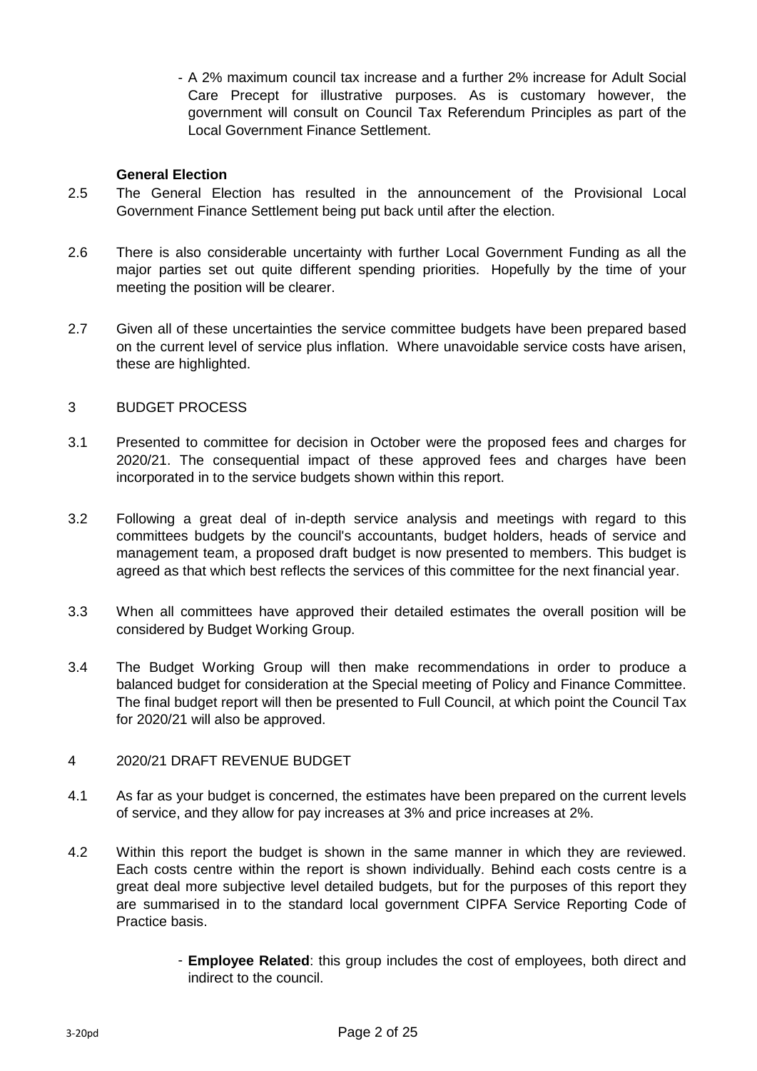- A 2% maximum council tax increase and a further 2% increase for Adult Social Care Precept for illustrative purposes. As is customary however, the government will consult on Council Tax Referendum Principles as part of the Local Government Finance Settlement.

**General Election**

2.5 The General Election has resulted in the announcement of the Provisional Local Government Finance Settlement being put back until after the election.

2.6 There is also considerable uncertainty with further Local Government Funding as all the major parties set out quite different spending priorities. Hopefully by the time of your meeting the position will be clearer.

2.7 Given all of these uncertainties the service committee budgets have been prepared based on the current level of service plus inflation. Where unavoidable service costs have arisen, these are highlighted.

## 3 BUDGET PROCESS

3.1 Presented to committee for decision in October were the proposed fees and charges for 2020/21. The consequential impact of these approved fees and charges have been incorporated in to the service budgets shown within this report.

3.2 Following a great deal of in-depth service analysis and meetings with regard to this committees budgets by the council's accountants, budget holders, heads of service and management team, a proposed draft budget is now presented to members. This budget is agreed as that which best reflects the services of this committee for the next financial year.

3.3 When all committees have approved their detailed estimates the overall position will be considered by Budget Working Group.

3.4 The Budget Working Group will then make recommendations in order to produce a balanced budget for consideration at the Special meeting of Policy and Finance Committee. The final budget report will then be presented to Full Council, at which point the Council Tax for 2020/21 will also be approved.

## 4 2020/21 DRAFT REVENUE BUDGET

4.1 As far as your budget is concerned, the estimates have been prepared on the current levels of service, and they allow for pay increases at 3% and price increases at 2%.

4.2 Within this report the budget is shown in the same manner in which they are reviewed. Each costs centre within the report is shown individually. Behind each costs centre is a great deal more subjective level detailed budgets, but for the purposes of this report they are summarised in to the standard local government CIPFA Service Reporting Code of Practice basis.

- **Employee Related**: this group includes the cost of employees, both direct and indirect to the council.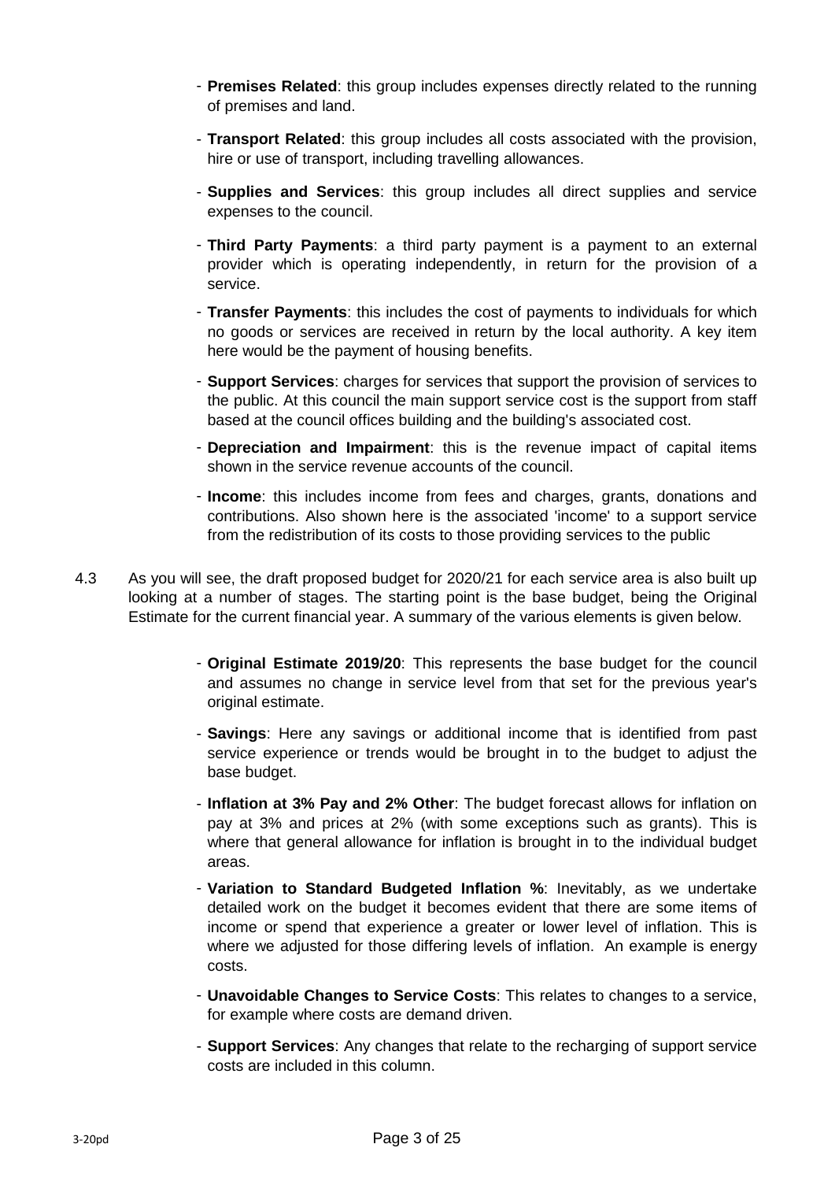- **Premises Related**: this group includes expenses directly related to the running of premises and land.
- **Transport Related**: this group includes all costs associated with the provision, hire or use of transport, including travelling allowances.
- **Supplies and Services**: this group includes all direct supplies and service expenses to the council.
- **Third Party Payments**: a third party payment is a payment to an external provider which is operating independently, in return for the provision of a service.
- **Transfer Payments**: this includes the cost of payments to individuals for which no goods or services are received in return by the local authority. A key item here would be the payment of housing benefits.
- **Support Services**: charges for services that support the provision of services to the public. At this council the main support service cost is the support from staff based at the council offices building and the building's associated cost.
- **Depreciation and Impairment**: this is the revenue impact of capital items shown in the service revenue accounts of the council.
- **Income**: this includes income from fees and charges, grants, donations and contributions. Also shown here is the associated 'income' to a support service from the redistribution of its costs to those providing services to the public

4.3 As you will see, the draft proposed budget for 2020/21 for each service area is also built up looking at a number of stages. The starting point is the base budget, being the Original Estimate for the current financial year. A summary of the various elements is given below.

- **Original Estimate 2019/20**: This represents the base budget for the council and assumes no change in service level from that set for the previous year's original estimate.
- **Savings**: Here any savings or additional income that is identified from past service experience or trends would be brought in to the budget to adjust the base budget.
- **Inflation at 3% Pay and 2% Other**: The budget forecast allows for inflation on pay at 3% and prices at 2% (with some exceptions such as grants). This is where that general allowance for inflation is brought in to the individual budget areas.
- **Variation to Standard Budgeted Inflation %**: Inevitably, as we undertake detailed work on the budget it becomes evident that there are some items of income or spend that experience a greater or lower level of inflation. This is where we adjusted for those differing levels of inflation. An example is energy costs.
- **Unavoidable Changes to Service Costs**: This relates to changes to a service, for example where costs are demand driven.
- **Support Services**: Any changes that relate to the recharging of support service costs are included in this column.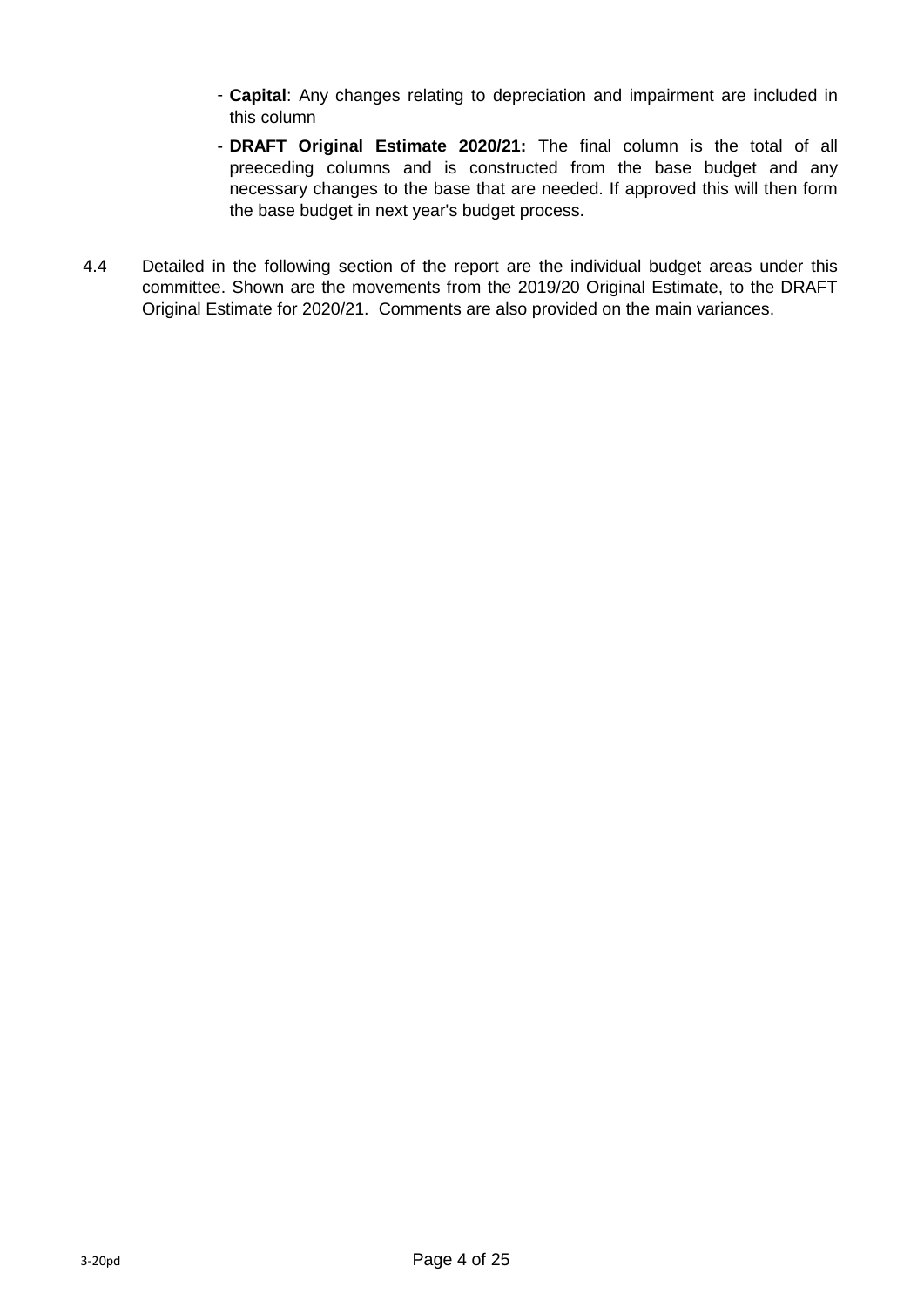- **Capital**: Any changes relating to depreciation and impairment are included in this column
- **DRAFT Original Estimate 2020/21:** The final column is the total of all preeceding columns and is constructed from the base budget and any necessary changes to the base that are needed. If approved this will then form the base budget in next year's budget process.

4.4 Detailed in the following section of the report are the individual budget areas under this committee. Shown are the movements from the 2019/20 Original Estimate, to the DRAFT Original Estimate for 2020/21. Comments are also provided on the main variances.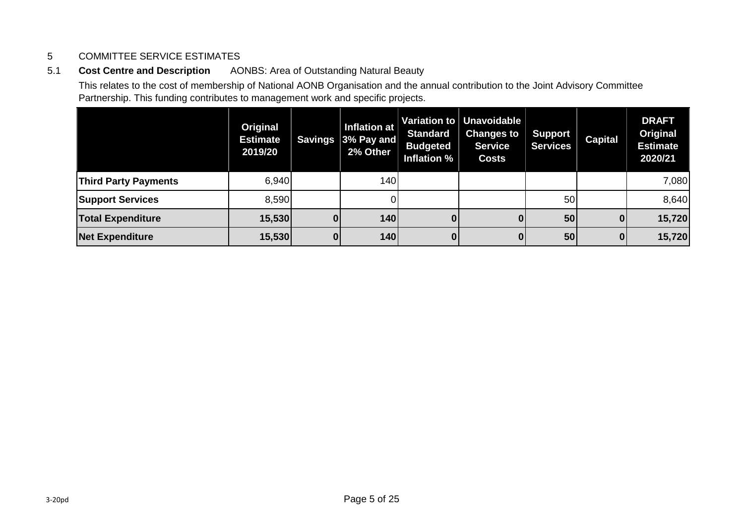5 COMMITTEE SERVICE ESTIMATES

5.1 **Cost Centre and Description** AONBS: Area of Outstanding Natural Beauty

This relates to the cost of membership of National AONB Organisation and the annual contribution to the Joint Advisory Committee Partnership. This funding contributes to management work and specific projects.

| | Original Estimate 2019/20 | Savings | Inflation at 3% Pay and 2% Other | Variation to Standard Budgeted Inflation % | Unavoidable Changes to Service Costs | Support Services | Capital | DRAFT Original Estimate 2020/21 |
|---|---|---|---|---|---|---|---|---|
| **Third Party Payments** | 6,940 | | 140 | | | | | 7,080 |
| **Support Services** | 8,590 | | 0 | | | 50 | | 8,640 |
| **Total Expenditure** | **15,530** | **0** | **140** | **0** | **0** | **50** | **0** | **15,720** |
| **Net Expenditure** | **15,530** | **0** | **140** | **0** | **0** | **50** | **0** | **15,720** |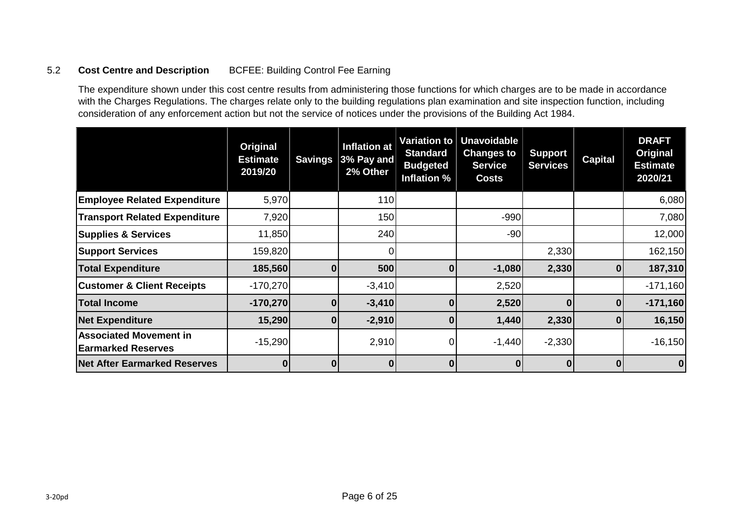5.2 **Cost Centre and Description** BCFEE: Building Control Fee Earning

The expenditure shown under this cost centre results from administering those functions for which charges are to be made in accordance with the Charges Regulations. The charges relate only to the building regulations plan examination and site inspection function, including consideration of any enforcement action but not the service of notices under the provisions of the Building Act 1984.

| | Original Estimate 2019/20 | Savings | Inflation at 3% Pay and 2% Other | Variation to Standard Budgeted Inflation % | Unavoidable Changes to Service Costs | Support Services | Capital | DRAFT Original Estimate 2020/21 |
|---|---|---|---|---|---|---|---|---|
| **Employee Related Expenditure** | 5,970 | | 110 | | | | | 6,080 |
| **Transport Related Expenditure** | 7,920 | | 150 | | -990 | | | 7,080 |
| **Supplies & Services** | 11,850 | | 240 | | -90 | | | 12,000 |
| **Support Services** | 159,820 | | 0 | | | 2,330 | | 162,150 |
| **Total Expenditure** | **185,560** | **0** | **500** | **0** | **-1,080** | **2,330** | **0** | **187,310** |
| **Customer & Client Receipts** | -170,270 | | -3,410 | | 2,520 | | | -171,160 |
| **Total Income** | **-170,270** | **0** | **-3,410** | **0** | **2,520** | **0** | **0** | **-171,160** |
| **Net Expenditure** | **15,290** | **0** | **-2,910** | **0** | **1,440** | **2,330** | **0** | **16,150** |
| **Associated Movement in Earmarked Reserves** | -15,290 | | 2,910 | 0 | -1,440 | -2,330 | | -16,150 |
| **Net After Earmarked Reserves** | **0** | **0** | **0** | **0** | **0** | **0** | **0** | **0** |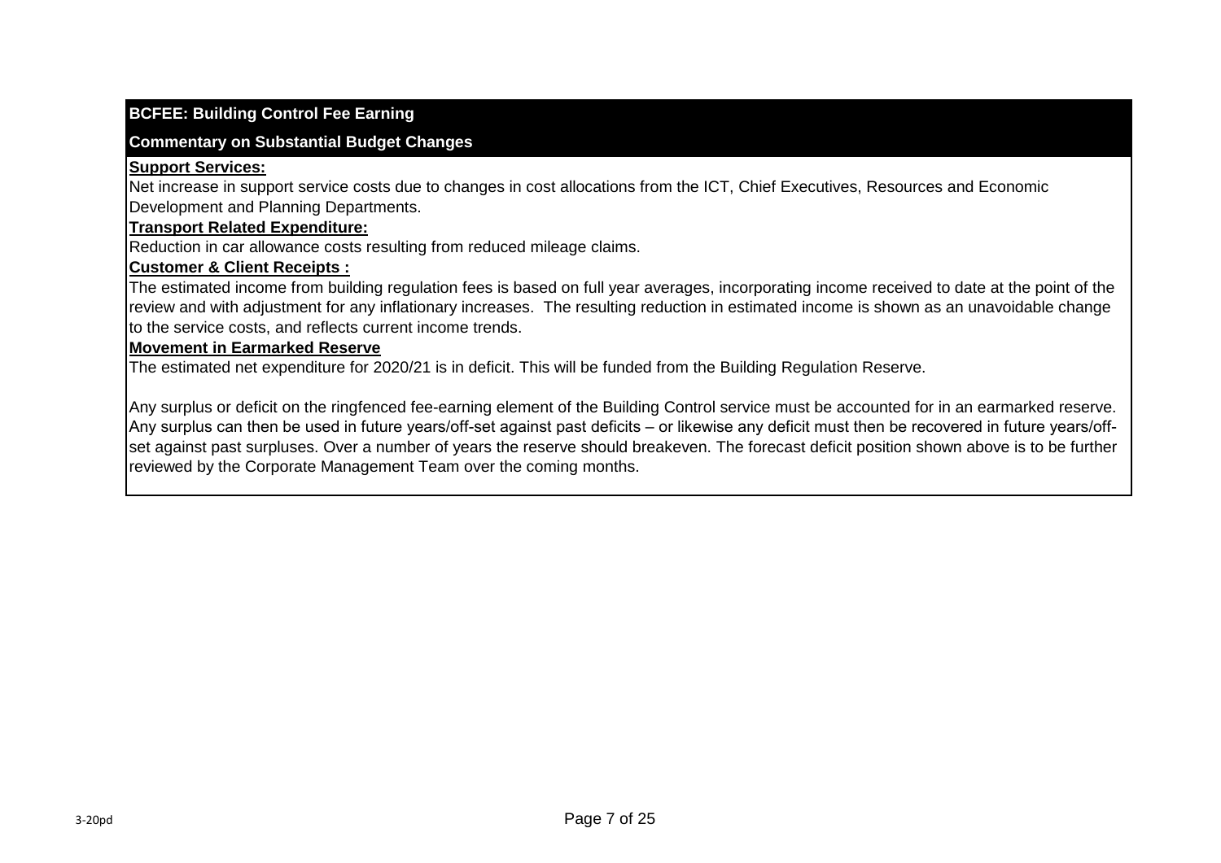## BCFEE: Building Control Fee Earning

### Commentary on Substantial Budget Changes

**Support Services:**

Net increase in support service costs due to changes in cost allocations from the ICT, Chief Executives, Resources and Economic Development and Planning Departments.

**Transport Related Expenditure:**

Reduction in car allowance costs resulting from reduced mileage claims.

**Customer & Client Receipts :**

The estimated income from building regulation fees is based on full year averages, incorporating income received to date at the point of the review and with adjustment for any inflationary increases. The resulting reduction in estimated income is shown as an unavoidable change to the service costs, and reflects current income trends.

**Movement in Earmarked Reserve**

The estimated net expenditure for 2020/21 is in deficit. This will be funded from the Building Regulation Reserve.

Any surplus or deficit on the ringfenced fee-earning element of the Building Control service must be accounted for in an earmarked reserve. Any surplus can then be used in future years/off-set against past deficits – or likewise any deficit must then be recovered in future years/off-set against past surpluses. Over a number of years the reserve should breakeven. The forecast deficit position shown above is to be further reviewed by the Corporate Management Team over the coming months.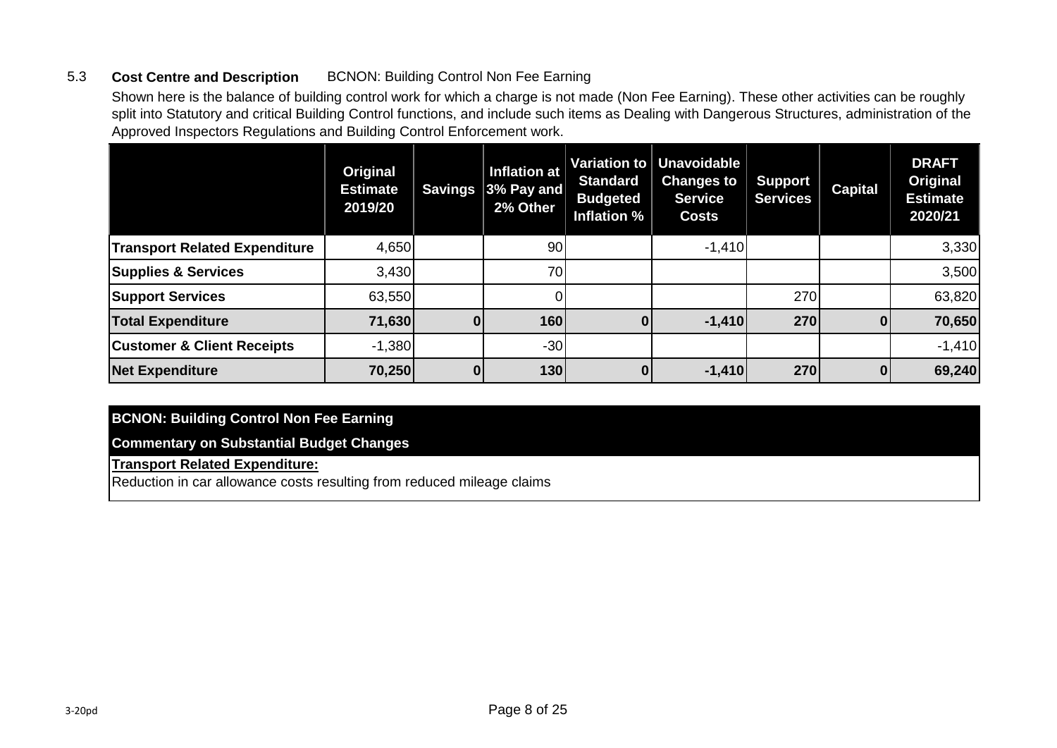## 5.3 Cost Centre and Description BCNON: Building Control Non Fee Earning

Shown here is the balance of building control work for which a charge is not made (Non Fee Earning). These other activities can be roughly split into Statutory and critical Building Control functions, and include such items as Dealing with Dangerous Structures, administration of the Approved Inspectors Regulations and Building Control Enforcement work.

| | Original Estimate 2019/20 | Savings | Inflation at 3% Pay and 2% Other | Variation to Standard Budgeted Inflation % | Unavoidable Changes to Service Costs | Support Services | Capital | DRAFT Original Estimate 2020/21 |
|---|---|---|---|---|---|---|---|---|
| **Transport Related Expenditure** | 4,650 | | 90 | | -1,410 | | | 3,330 |
| **Supplies & Services** | 3,430 | | 70 | | | | | 3,500 |
| **Support Services** | 63,550 | | 0 | | | 270 | | 63,820 |
| **Total Expenditure** | **71,630** | **0** | **160** | **0** | **-1,410** | **270** | **0** | **70,650** |
| **Customer & Client Receipts** | -1,380 | | -30 | | | | | -1,410 |
| **Net Expenditure** | **70,250** | **0** | **130** | **0** | **-1,410** | **270** | **0** | **69,240** |

**BCNON: Building Control Non Fee Earning**

**Commentary on Substantial Budget Changes**

**Transport Related Expenditure:**

Reduction in car allowance costs resulting from reduced mileage claims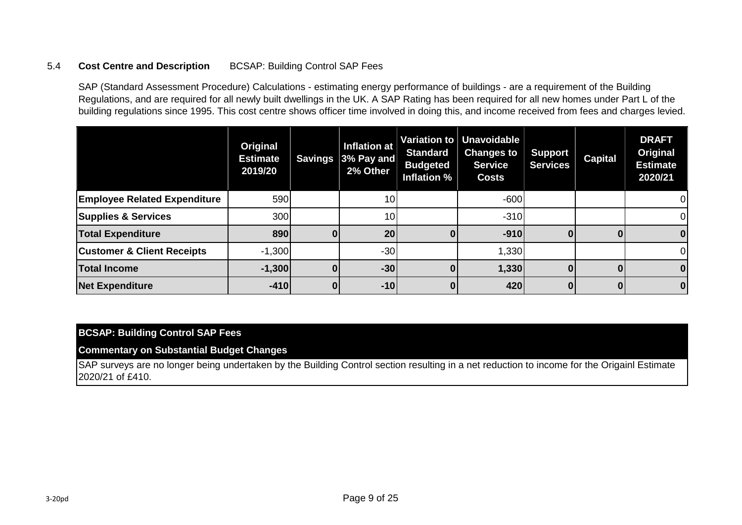5.4 **Cost Centre and Description** BCSAP: Building Control SAP Fees

SAP (Standard Assessment Procedure) Calculations - estimating energy performance of buildings - are a requirement of the Building Regulations, and are required for all newly built dwellings in the UK. A SAP Rating has been required for all new homes under Part L of the building regulations since 1995. This cost centre shows officer time involved in doing this, and income received from fees and charges levied.

| | Original Estimate 2019/20 | Savings | Inflation at 3% Pay and 2% Other | Variation to Standard Budgeted Inflation % | Unavoidable Changes to Service Costs | Support Services | Capital | DRAFT Original Estimate 2020/21 |
|---|---|---|---|---|---|---|---|---|
| **Employee Related Expenditure** | 590 | | 10 | | -600 | | | 0 |
| **Supplies & Services** | 300 | | 10 | | -310 | | | 0 |
| **Total Expenditure** | **890** | **0** | **20** | **0** | **-910** | **0** | **0** | **0** |
| **Customer & Client Receipts** | -1,300 | | -30 | | 1,330 | | | 0 |
| **Total Income** | **-1,300** | **0** | **-30** | **0** | **1,330** | **0** | **0** | **0** |
| **Net Expenditure** | **-410** | **0** | **-10** | **0** | **420** | **0** | **0** | **0** |

**BCSAP: Building Control SAP Fees**

**Commentary on Substantial Budget Changes**

SAP surveys are no longer being undertaken by the Building Control section resulting in a net reduction to income for the Origainl Estimate 2020/21 of £410.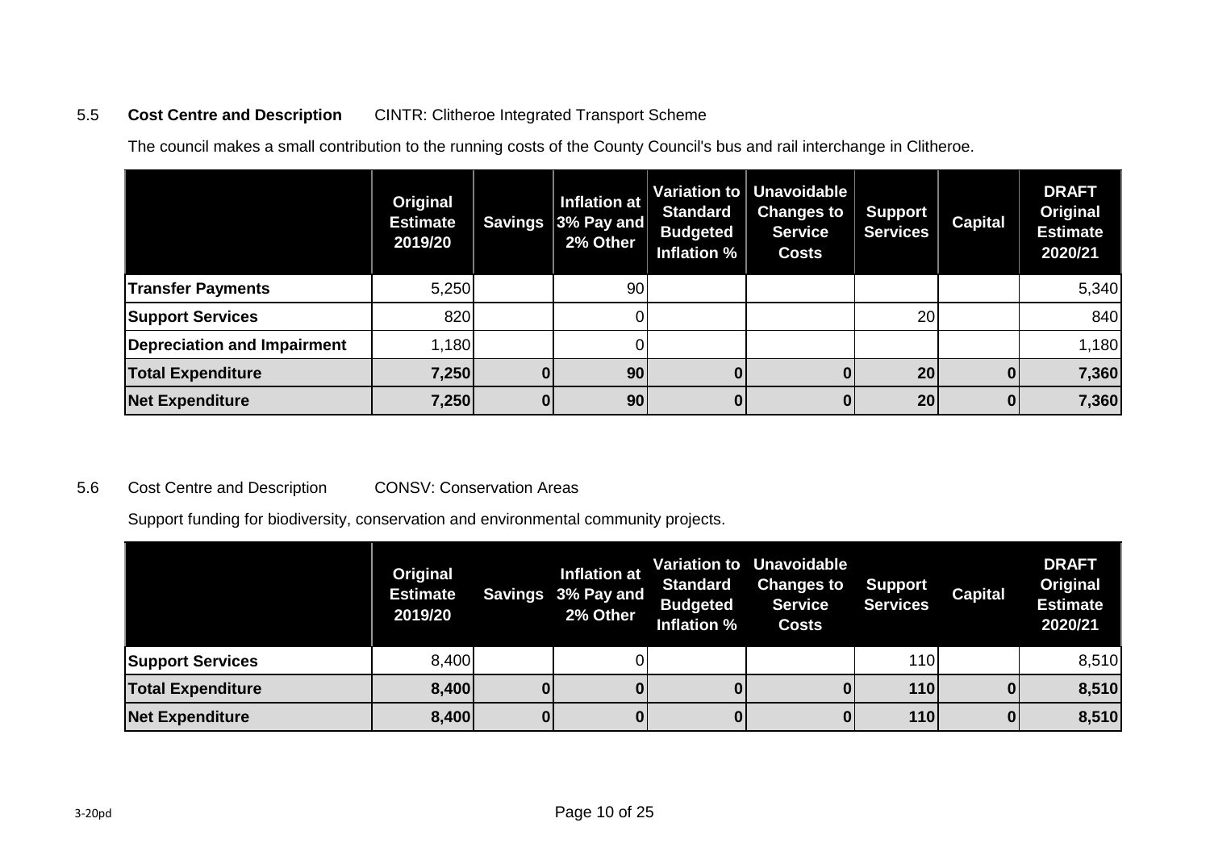5.5 **Cost Centre and Description** CINTR: Clitheroe Integrated Transport Scheme

The council makes a small contribution to the running costs of the County Council's bus and rail interchange in Clitheroe.

| | Original Estimate 2019/20 | Savings | Inflation at 3% Pay and 2% Other | Variation to Standard Budgeted Inflation % | Unavoidable Changes to Service Costs | Support Services | Capital | DRAFT Original Estimate 2020/21 |
|---|---|---|---|---|---|---|---|---|
| **Transfer Payments** | 5,250 | | 90 | | | | | 5,340 |
| **Support Services** | 820 | | 0 | | | 20 | | 840 |
| **Depreciation and Impairment** | 1,180 | | 0 | | | | | 1,180 |
| **Total Expenditure** | **7,250** | **0** | **90** | **0** | **0** | **20** | **0** | **7,360** |
| **Net Expenditure** | **7,250** | **0** | **90** | **0** | **0** | **20** | **0** | **7,360** |

5.6 Cost Centre and Description CONSV: Conservation Areas

Support funding for biodiversity, conservation and environmental community projects.

| | Original Estimate 2019/20 | Savings | Inflation at 3% Pay and 2% Other | Variation to Standard Budgeted Inflation % | Unavoidable Changes to Service Costs | Support Services | Capital | DRAFT Original Estimate 2020/21 |
|---|---|---|---|---|---|---|---|---|
| **Support Services** | 8,400 | | 0 | | | 110 | | 8,510 |
| **Total Expenditure** | **8,400** | **0** | **0** | **0** | **0** | **110** | **0** | **8,510** |
| **Net Expenditure** | **8,400** | **0** | **0** | **0** | **0** | **110** | **0** | **8,510** |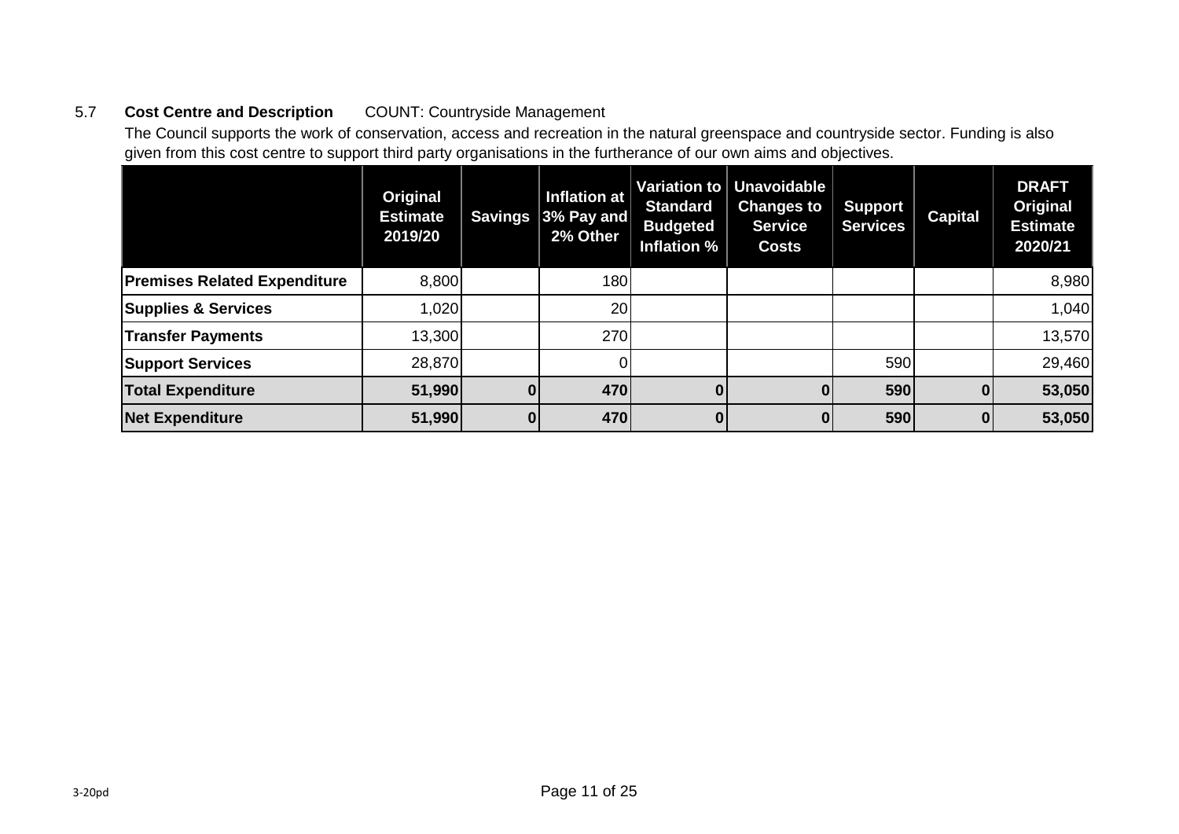5.7 **Cost Centre and Description** COUNT: Countryside Management

The Council supports the work of conservation, access and recreation in the natural greenspace and countryside sector. Funding is also given from this cost centre to support third party organisations in the furtherance of our own aims and objectives.

| | Original Estimate 2019/20 | Savings | Inflation at 3% Pay and 2% Other | Variation to Standard Budgeted Inflation % | Unavoidable Changes to Service Costs | Support Services | Capital | DRAFT Original Estimate 2020/21 |
|---|---|---|---|---|---|---|---|---|
| **Premises Related Expenditure** | 8,800 | | 180 | | | | | 8,980 |
| **Supplies & Services** | 1,020 | | 20 | | | | | 1,040 |
| **Transfer Payments** | 13,300 | | 270 | | | | | 13,570 |
| **Support Services** | 28,870 | | 0 | | | 590 | | 29,460 |
| **Total Expenditure** | **51,990** | **0** | **470** | **0** | **0** | **590** | **0** | **53,050** |
| **Net Expenditure** | **51,990** | **0** | **470** | **0** | **0** | **590** | **0** | **53,050** |

3-20pd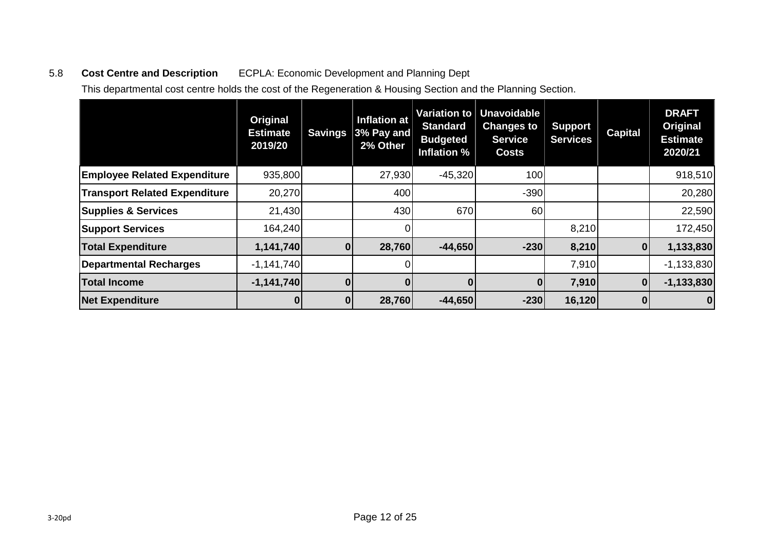5.8 **Cost Centre and Description** ECPLA: Economic Development and Planning Dept

This departmental cost centre holds the cost of the Regeneration & Housing Section and the Planning Section.

| | Original Estimate 2019/20 | Savings | Inflation at 3% Pay and 2% Other | Variation to Standard Budgeted Inflation % | Unavoidable Changes to Service Costs | Support Services | Capital | DRAFT Original Estimate 2020/21 |
|---|---|---|---|---|---|---|---|---|
| **Employee Related Expenditure** | 935,800 | | 27,930 | -45,320 | 100 | | | 918,510 |
| **Transport Related Expenditure** | 20,270 | | 400 | | -390 | | | 20,280 |
| **Supplies & Services** | 21,430 | | 430 | 670 | 60 | | | 22,590 |
| **Support Services** | 164,240 | | 0 | | | 8,210 | | 172,450 |
| **Total Expenditure** | **1,141,740** | **0** | **28,760** | **-44,650** | **-230** | **8,210** | **0** | **1,133,830** |
| **Departmental Recharges** | -1,141,740 | | 0 | | | 7,910 | | -1,133,830 |
| **Total Income** | **-1,141,740** | **0** | **0** | **0** | **0** | **7,910** | **0** | **-1,133,830** |
| **Net Expenditure** | **0** | **0** | **28,760** | **-44,650** | **-230** | **16,120** | **0** | **0** |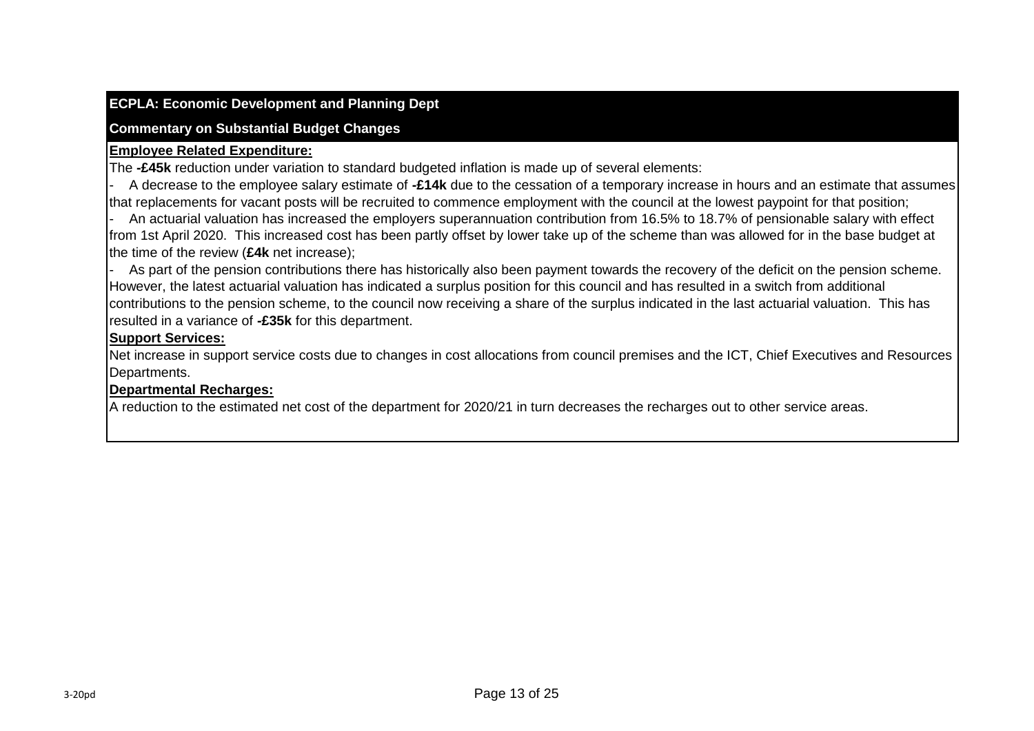## ECPLA: Economic Development and Planning Dept

### Commentary on Substantial Budget Changes

**Employee Related Expenditure:**

The **-£45k** reduction under variation to standard budgeted inflation is made up of several elements:

- A decrease to the employee salary estimate of **-£14k** due to the cessation of a temporary increase in hours and an estimate that assumes that replacements for vacant posts will be recruited to commence employment with the council at the lowest paypoint for that position;
- An actuarial valuation has increased the employers superannuation contribution from 16.5% to 18.7% of pensionable salary with effect from 1st April 2020. This increased cost has been partly offset by lower take up of the scheme than was allowed for in the base budget at the time of the review (**£4k** net increase);
- As part of the pension contributions there has historically also been payment towards the recovery of the deficit on the pension scheme. However, the latest actuarial valuation has indicated a surplus position for this council and has resulted in a switch from additional contributions to the pension scheme, to the council now receiving a share of the surplus indicated in the last actuarial valuation. This has resulted in a variance of **-£35k** for this department.

**Support Services:**

Net increase in support service costs due to changes in cost allocations from council premises and the ICT, Chief Executives and Resources Departments.

**Departmental Recharges:**

A reduction to the estimated net cost of the department for 2020/21 in turn decreases the recharges out to other service areas.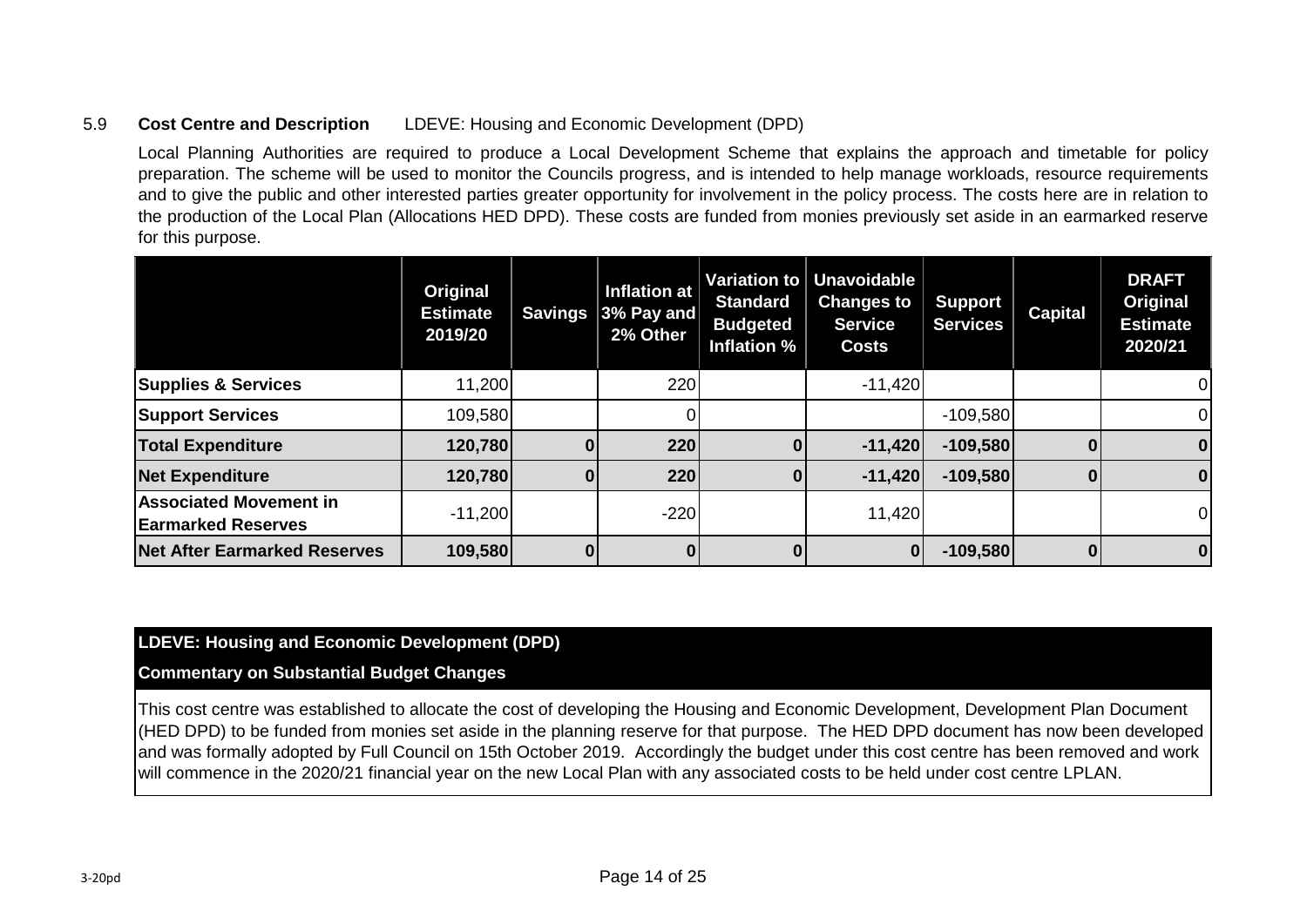5.9 **Cost Centre and Description** LDEVE: Housing and Economic Development (DPD)

Local Planning Authorities are required to produce a Local Development Scheme that explains the approach and timetable for policy preparation. The scheme will be used to monitor the Councils progress, and is intended to help manage workloads, resource requirements and to give the public and other interested parties greater opportunity for involvement in the policy process. The costs here are in relation to the production of the Local Plan (Allocations HED DPD). These costs are funded from monies previously set aside in an earmarked reserve for this purpose.

| | Original Estimate 2019/20 | Savings | Inflation at 3% Pay and 2% Other | Variation to Standard Budgeted Inflation % | Unavoidable Changes to Service Costs | Support Services | Capital | DRAFT Original Estimate 2020/21 |
|---|---|---|---|---|---|---|---|---|
| **Supplies & Services** | 11,200 | | 220 | | -11,420 | | | 0 |
| **Support Services** | 109,580 | | 0 | | | -109,580 | | 0 |
| **Total Expenditure** | **120,780** | **0** | **220** | **0** | **-11,420** | **-109,580** | **0** | **0** |
| **Net Expenditure** | **120,780** | **0** | **220** | **0** | **-11,420** | **-109,580** | **0** | **0** |
| **Associated Movement in Earmarked Reserves** | -11,200 | | -220 | | 11,420 | | | 0 |
| **Net After Earmarked Reserves** | **109,580** | **0** | **0** | **0** | **0** | **-109,580** | **0** | **0** |

**LDEVE: Housing and Economic Development (DPD)**

**Commentary on Substantial Budget Changes**

This cost centre was established to allocate the cost of developing the Housing and Economic Development, Development Plan Document (HED DPD) to be funded from monies set aside in the planning reserve for that purpose. The HED DPD document has now been developed and was formally adopted by Full Council on 15th October 2019. Accordingly the budget under this cost centre has been removed and work will commence in the 2020/21 financial year on the new Local Plan with any associated costs to be held under cost centre LPLAN.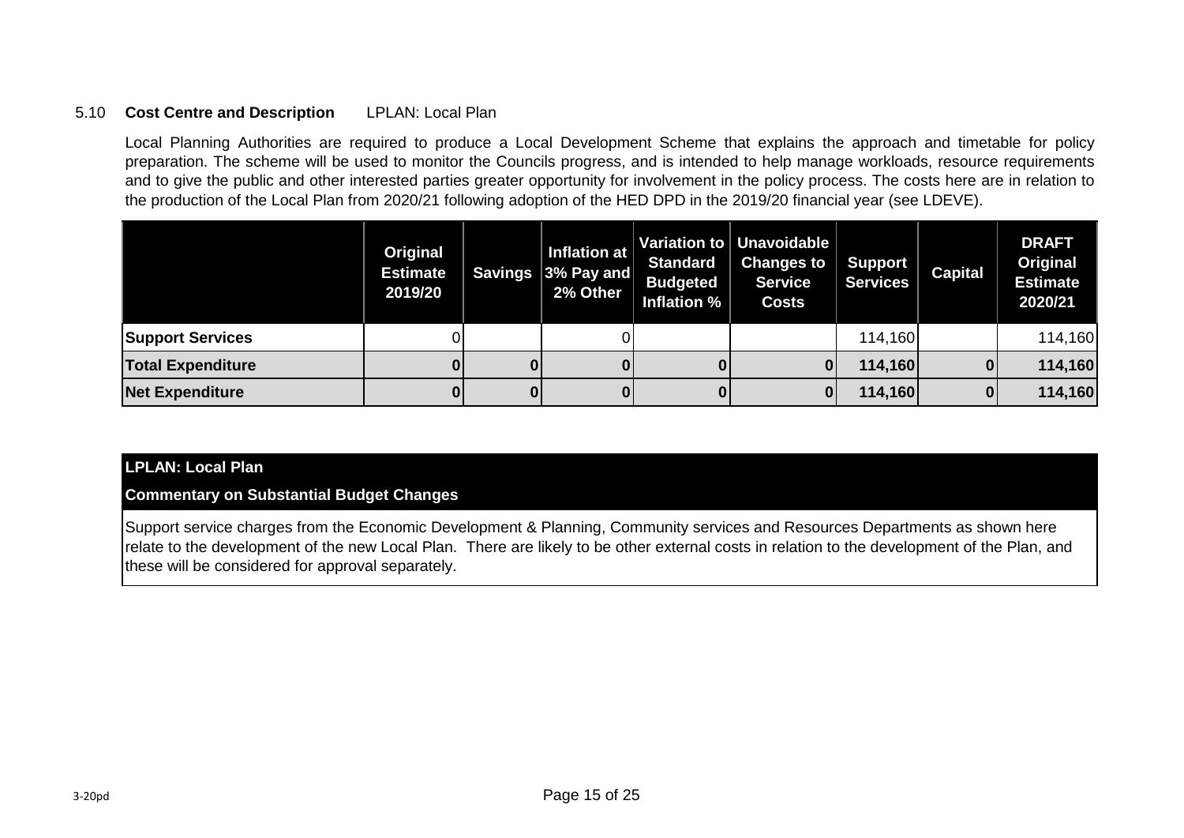5.10 **Cost Centre and Description** LPLAN: Local Plan

Local Planning Authorities are required to produce a Local Development Scheme that explains the approach and timetable for policy preparation. The scheme will be used to monitor the Councils progress, and is intended to help manage workloads, resource requirements and to give the public and other interested parties greater opportunity for involvement in the policy process. The costs here are in relation to the production of the Local Plan from 2020/21 following adoption of the HED DPD in the 2019/20 financial year (see LDEVE).

| | Original Estimate 2019/20 | Savings | Inflation at 3% Pay and 2% Other | Variation to Standard Budgeted Inflation % | Unavoidable Changes to Service Costs | Support Services | Capital | DRAFT Original Estimate 2020/21 |
|---|---|---|---|---|---|---|---|---|
| **Support Services** | 0 | | 0 | | | 114,160 | | 114,160 |
| **Total Expenditure** | **0** | **0** | **0** | **0** | **0** | **114,160** | **0** | **114,160** |
| **Net Expenditure** | **0** | **0** | **0** | **0** | **0** | **114,160** | **0** | **114,160** |

**LPLAN: Local Plan**

**Commentary on Substantial Budget Changes**

Support service charges from the Economic Development & Planning, Community services and Resources Departments as shown here relate to the development of the new Local Plan. There are likely to be other external costs in relation to the development of the Plan, and these will be considered for approval separately.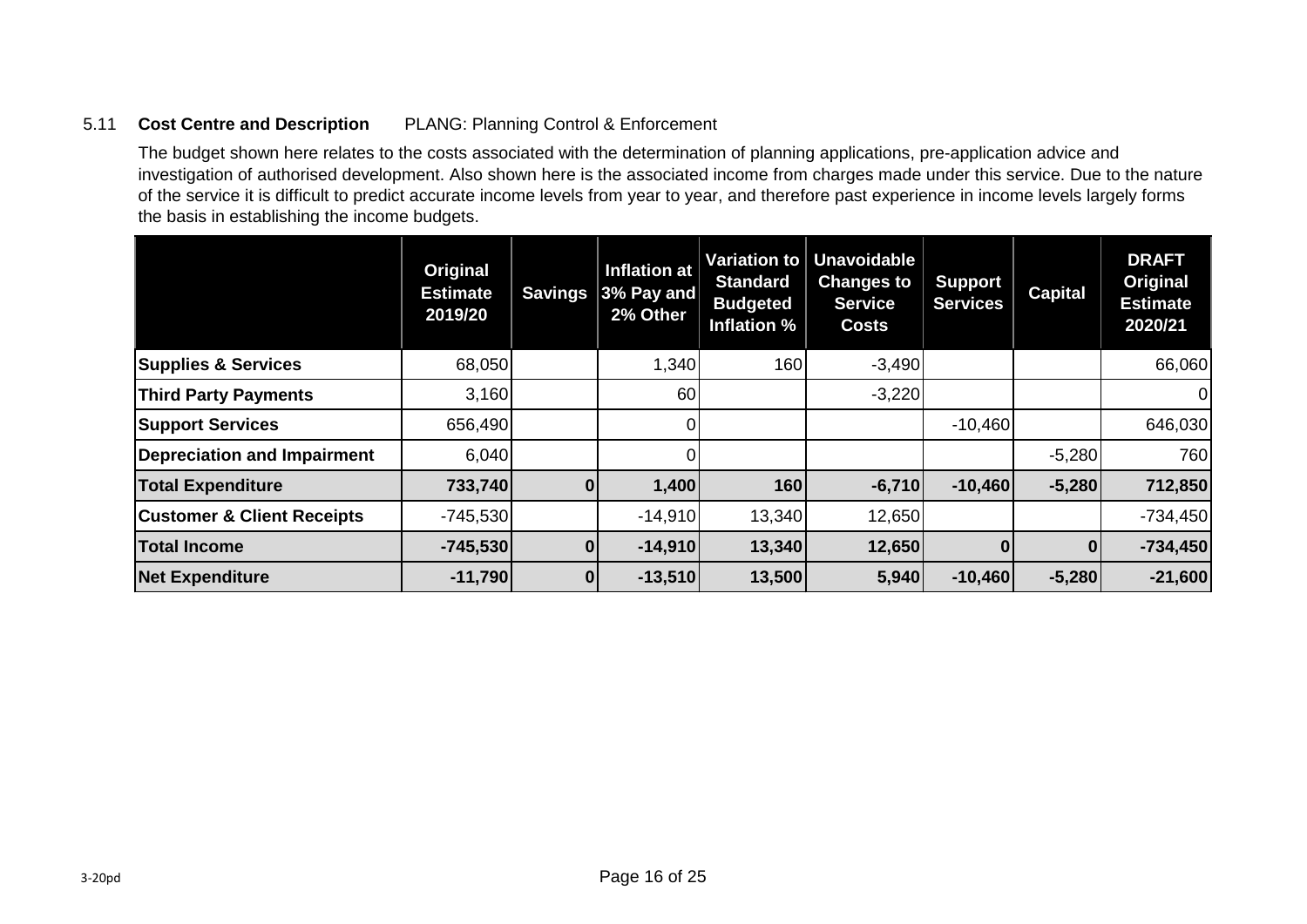5.11 **Cost Centre and Description** PLANG: Planning Control & Enforcement

The budget shown here relates to the costs associated with the determination of planning applications, pre-application advice and investigation of authorised development. Also shown here is the associated income from charges made under this service. Due to the nature of the service it is difficult to predict accurate income levels from year to year, and therefore past experience in income levels largely forms the basis in establishing the income budgets.

| | Original Estimate 2019/20 | Savings | Inflation at 3% Pay and 2% Other | Variation to Standard Budgeted Inflation % | Unavoidable Changes to Service Costs | Support Services | Capital | DRAFT Original Estimate 2020/21 |
|---|---|---|---|---|---|---|---|---|
| **Supplies & Services** | 68,050 | | 1,340 | 160 | -3,490 | | | 66,060 |
| **Third Party Payments** | 3,160 | | 60 | | -3,220 | | | 0 |
| **Support Services** | 656,490 | | 0 | | | -10,460 | | 646,030 |
| **Depreciation and Impairment** | 6,040 | | 0 | | | | -5,280 | 760 |
| **Total Expenditure** | **733,740** | **0** | **1,400** | **160** | **-6,710** | **-10,460** | **-5,280** | **712,850** |
| **Customer & Client Receipts** | -745,530 | | -14,910 | 13,340 | 12,650 | | | -734,450 |
| **Total Income** | **-745,530** | **0** | **-14,910** | **13,340** | **12,650** | **0** | **0** | **-734,450** |
| **Net Expenditure** | **-11,790** | **0** | **-13,510** | **13,500** | **5,940** | **-10,460** | **-5,280** | **-21,600** |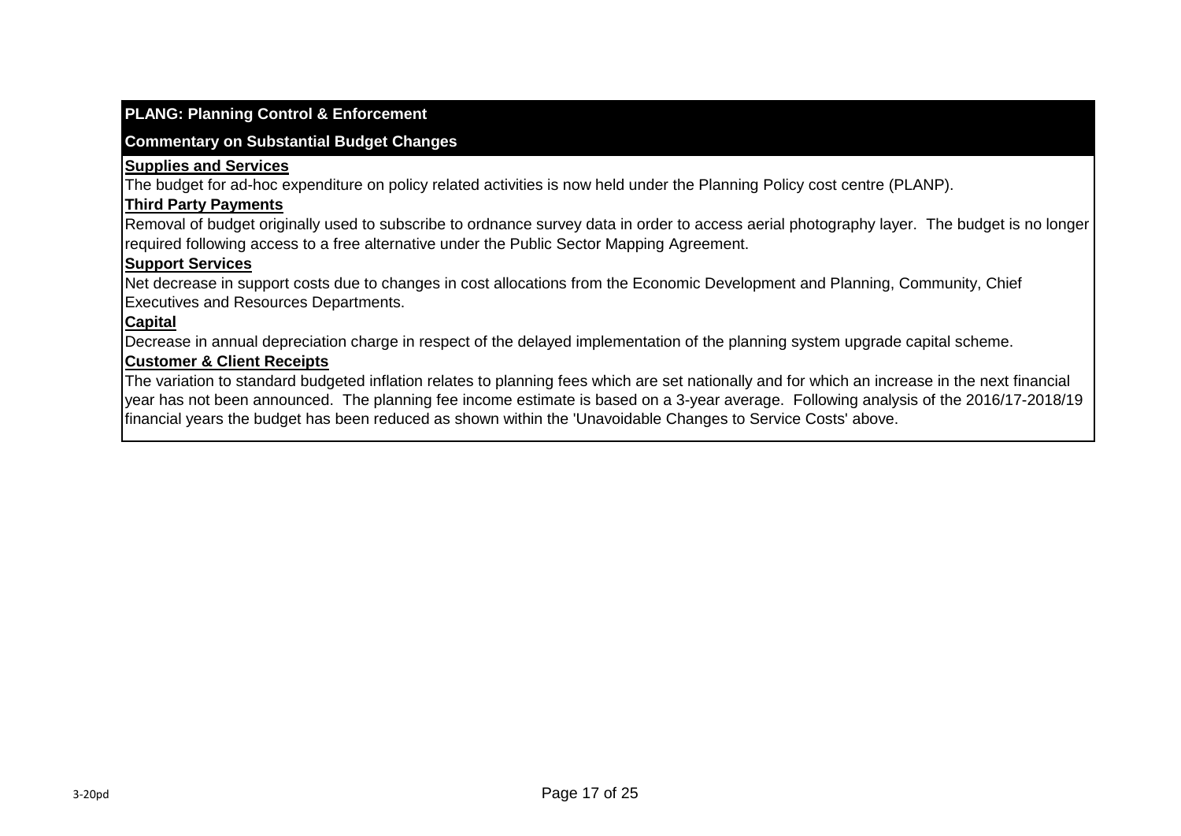## PLANG: Planning Control & Enforcement

### Commentary on Substantial Budget Changes

**Supplies and Services**

The budget for ad-hoc expenditure on policy related activities is now held under the Planning Policy cost centre (PLANP).

**Third Party Payments**

Removal of budget originally used to subscribe to ordnance survey data in order to access aerial photography layer. The budget is no longer required following access to a free alternative under the Public Sector Mapping Agreement.

**Support Services**

Net decrease in support costs due to changes in cost allocations from the Economic Development and Planning, Community, Chief Executives and Resources Departments.

**Capital**

Decrease in annual depreciation charge in respect of the delayed implementation of the planning system upgrade capital scheme.

**Customer & Client Receipts**

The variation to standard budgeted inflation relates to planning fees which are set nationally and for which an increase in the next financial year has not been announced. The planning fee income estimate is based on a 3-year average. Following analysis of the 2016/17-2018/19 financial years the budget has been reduced as shown within the 'Unavoidable Changes to Service Costs' above.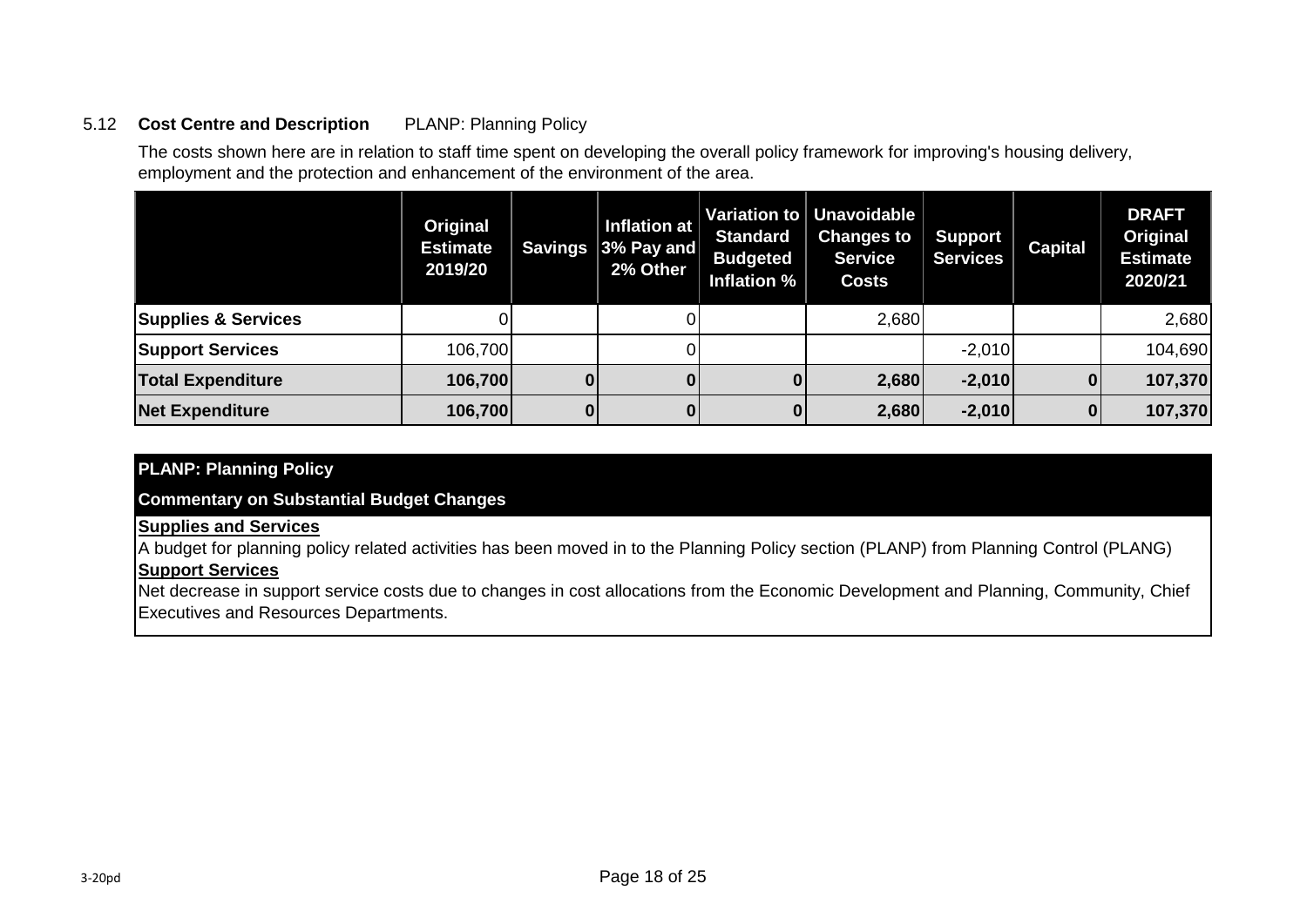5.12 **Cost Centre and Description** PLANP: Planning Policy

The costs shown here are in relation to staff time spent on developing the overall policy framework for improving's housing delivery, employment and the protection and enhancement of the environment of the area.

| | Original Estimate 2019/20 | Savings | Inflation at 3% Pay and 2% Other | Variation to Standard Budgeted Inflation % | Unavoidable Changes to Service Costs | Support Services | Capital | DRAFT Original Estimate 2020/21 |
|---|---|---|---|---|---|---|---|---|
| **Supplies & Services** | 0 | | 0 | | 2,680 | | | 2,680 |
| **Support Services** | 106,700 | | 0 | | | -2,010 | | 104,690 |
| **Total Expenditure** | **106,700** | **0** | **0** | **0** | **2,680** | **-2,010** | **0** | **107,370** |
| **Net Expenditure** | **106,700** | **0** | **0** | **0** | **2,680** | **-2,010** | **0** | **107,370** |

**PLANP: Planning Policy**

**Commentary on Substantial Budget Changes**

**Supplies and Services**

A budget for planning policy related activities has been moved in to the Planning Policy section (PLANP) from Planning Control (PLANG)

**Support Services**

Net decrease in support service costs due to changes in cost allocations from the Economic Development and Planning, Community, Chief Executives and Resources Departments.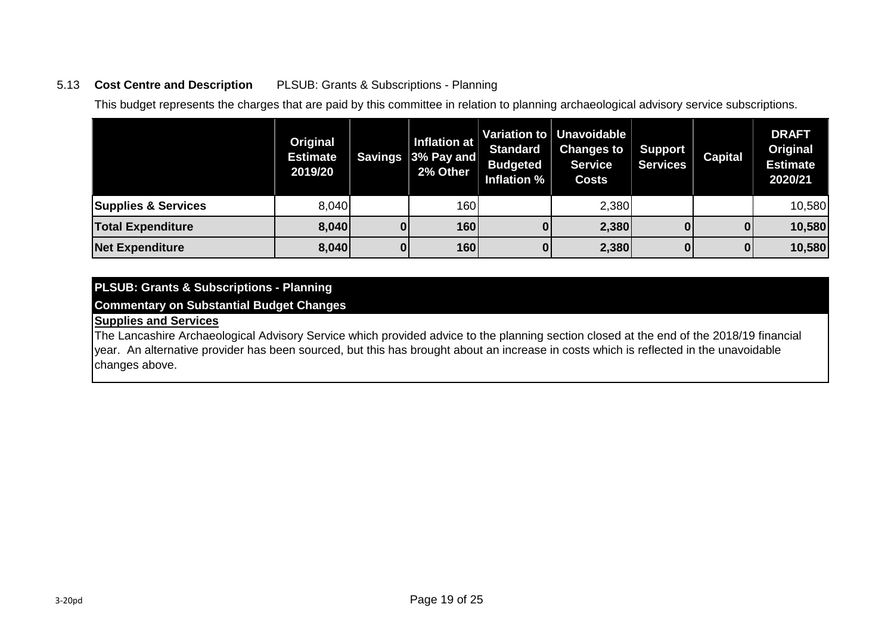5.13 **Cost Centre and Description** PLSUB: Grants & Subscriptions - Planning

This budget represents the charges that are paid by this committee in relation to planning archaeological advisory service subscriptions.

| | Original Estimate 2019/20 | Savings | Inflation at 3% Pay and 2% Other | Variation to Standard Budgeted Inflation % | Unavoidable Changes to Service Costs | Support Services | Capital | DRAFT Original Estimate 2020/21 |
|---|---|---|---|---|---|---|---|---|
| **Supplies & Services** | 8,040 | | 160 | | 2,380 | | | 10,580 |
| **Total Expenditure** | **8,040** | **0** | **160** | **0** | **2,380** | **0** | **0** | **10,580** |
| **Net Expenditure** | **8,040** | **0** | **160** | **0** | **2,380** | **0** | **0** | **10,580** |

**PLSUB: Grants & Subscriptions - Planning**

**Commentary on Substantial Budget Changes**

**Supplies and Services**

The Lancashire Archaeological Advisory Service which provided advice to the planning section closed at the end of the 2018/19 financial year. An alternative provider has been sourced, but this has brought about an increase in costs which is reflected in the unavoidable changes above.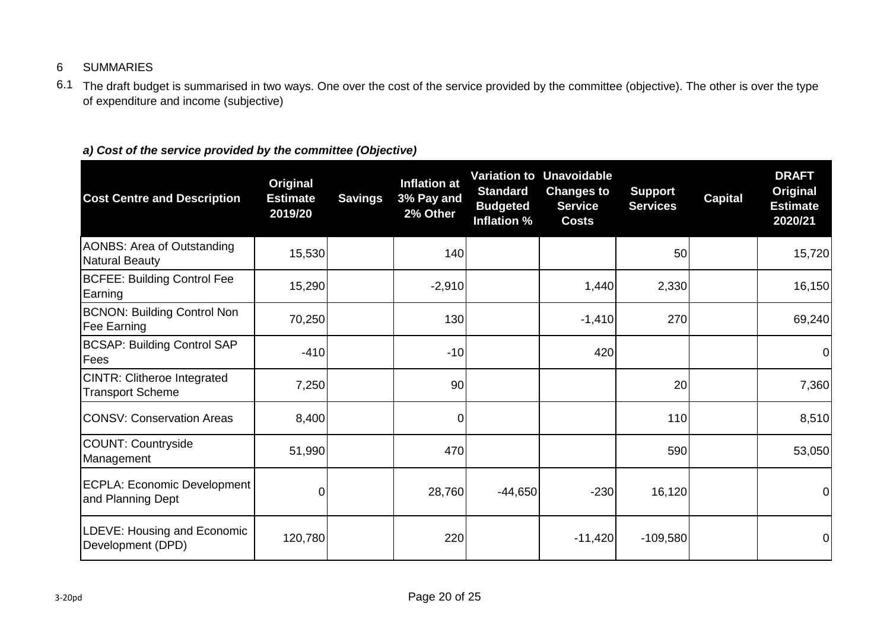6 SUMMARIES

6.1 The draft budget is summarised in two ways. One over the cost of the service provided by the committee (objective). The other is over the type of expenditure and income (subjective)

***a) Cost of the service provided by the committee (Objective)***

| Cost Centre and Description | Original Estimate 2019/20 | Savings | Inflation at 3% Pay and 2% Other | Variation to Standard Budgeted Inflation % | Unavoidable Changes to Service Costs | Support Services | Capital | DRAFT Original Estimate 2020/21 |
|---|---|---|---|---|---|---|---|---|
| AONBS: Area of Outstanding Natural Beauty | 15,530 | | 140 | | | 50 | | 15,720 |
| BCFEE: Building Control Fee Earning | 15,290 | | -2,910 | | 1,440 | 2,330 | | 16,150 |
| BCNON: Building Control Non Fee Earning | 70,250 | | 130 | | -1,410 | 270 | | 69,240 |
| BCSAP: Building Control SAP Fees | -410 | | -10 | | 420 | | | 0 |
| CINTR: Clitheroe Integrated Transport Scheme | 7,250 | | 90 | | | 20 | | 7,360 |
| CONSV: Conservation Areas | 8,400 | | 0 | | | 110 | | 8,510 |
| COUNT: Countryside Management | 51,990 | | 470 | | | 590 | | 53,050 |
| ECPLA: Economic Development and Planning Dept | 0 | | 28,760 | -44,650 | -230 | 16,120 | | 0 |
| LDEVE: Housing and Economic Development (DPD) | 120,780 | | 220 | | -11,420 | -109,580 | | 0 |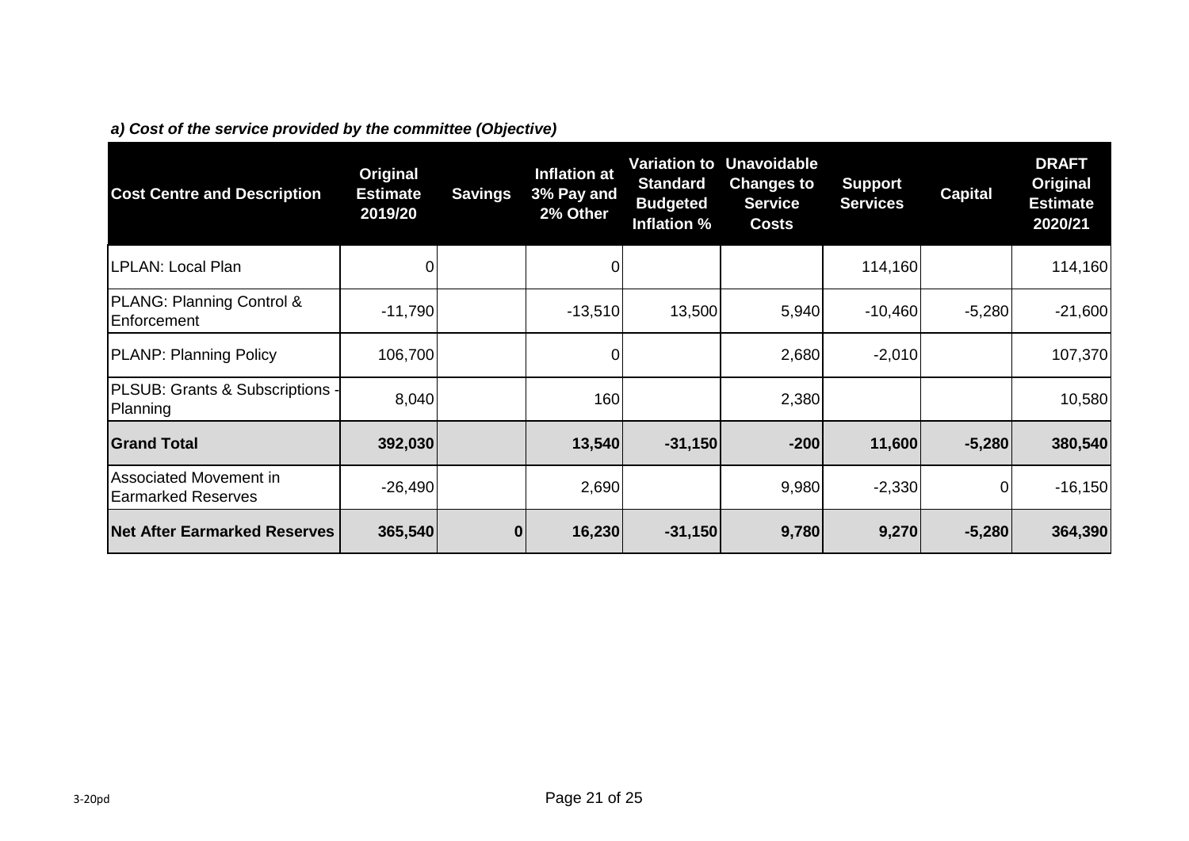*a) Cost of the service provided by the committee (Objective)*

| Cost Centre and Description | Original Estimate 2019/20 | Savings | Inflation at 3% Pay and 2% Other | Variation to Standard Budgeted Inflation % | Unavoidable Changes to Service Costs | Support Services | Capital | DRAFT Original Estimate 2020/21 |
|---|---|---|---|---|---|---|---|---|
| LPLAN: Local Plan | 0 | | 0 | | | 114,160 | | 114,160 |
| PLANG: Planning Control & Enforcement | -11,790 | | -13,510 | 13,500 | 5,940 | -10,460 | -5,280 | -21,600 |
| PLANP: Planning Policy | 106,700 | | 0 | | 2,680 | -2,010 | | 107,370 |
| PLSUB: Grants & Subscriptions - Planning | 8,040 | | 160 | | 2,380 | | | 10,580 |
| **Grand Total** | **392,030** | | **13,540** | **-31,150** | **-200** | **11,600** | **-5,280** | **380,540** |
| Associated Movement in Earmarked Reserves | -26,490 | | 2,690 | | 9,980 | -2,330 | 0 | -16,150 |
| **Net After Earmarked Reserves** | **365,540** | **0** | **16,230** | **-31,150** | **9,780** | **9,270** | **-5,280** | **364,390** |

3-20pd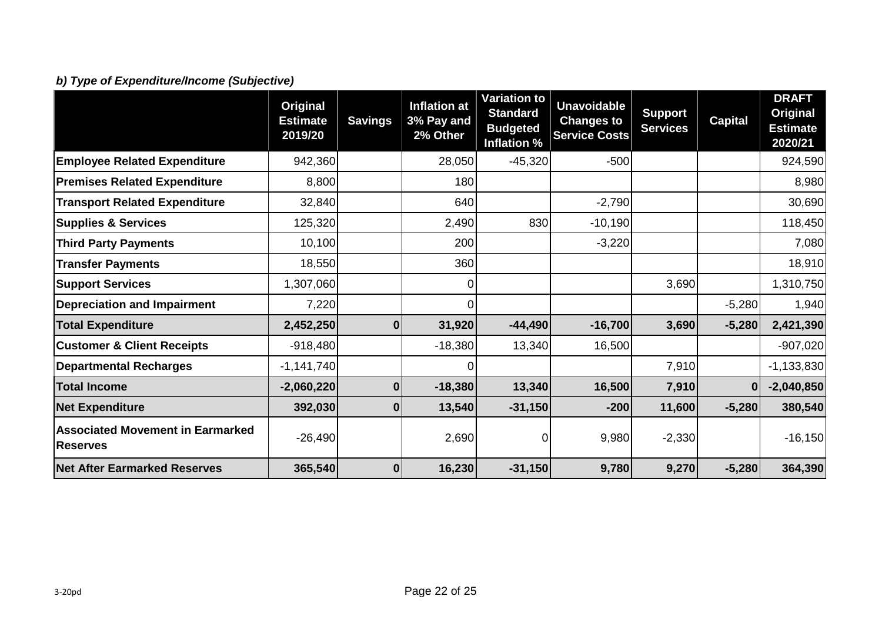***b) Type of Expenditure/Income (Subjective)***

| | Original Estimate 2019/20 | Savings | Inflation at 3% Pay and 2% Other | Variation to Standard Budgeted Inflation % | Unavoidable Changes to Service Costs | Support Services | Capital | DRAFT Original Estimate 2020/21 |
|---|---|---|---|---|---|---|---|---|
| **Employee Related Expenditure** | 942,360 | | 28,050 | -45,320 | -500 | | | 924,590 |
| **Premises Related Expenditure** | 8,800 | | 180 | | | | | 8,980 |
| **Transport Related Expenditure** | 32,840 | | 640 | | -2,790 | | | 30,690 |
| **Supplies & Services** | 125,320 | | 2,490 | 830 | -10,190 | | | 118,450 |
| **Third Party Payments** | 10,100 | | 200 | | -3,220 | | | 7,080 |
| **Transfer Payments** | 18,550 | | 360 | | | | | 18,910 |
| **Support Services** | 1,307,060 | | 0 | | | 3,690 | | 1,310,750 |
| **Depreciation and Impairment** | 7,220 | | 0 | | | | -5,280 | 1,940 |
| **Total Expenditure** | **2,452,250** | **0** | **31,920** | **-44,490** | **-16,700** | **3,690** | **-5,280** | **2,421,390** |
| **Customer & Client Receipts** | -918,480 | | -18,380 | 13,340 | 16,500 | | | -907,020 |
| **Departmental Recharges** | -1,141,740 | | 0 | | | 7,910 | | -1,133,830 |
| **Total Income** | **-2,060,220** | **0** | **-18,380** | **13,340** | **16,500** | **7,910** | **0** | **-2,040,850** |
| **Net Expenditure** | **392,030** | **0** | **13,540** | **-31,150** | **-200** | **11,600** | **-5,280** | **380,540** |
| **Associated Movement in Earmarked Reserves** | -26,490 | | 2,690 | 0 | 9,980 | -2,330 | | -16,150 |
| **Net After Earmarked Reserves** | **365,540** | **0** | **16,230** | **-31,150** | **9,780** | **9,270** | **-5,280** | **364,390** |

3-20pd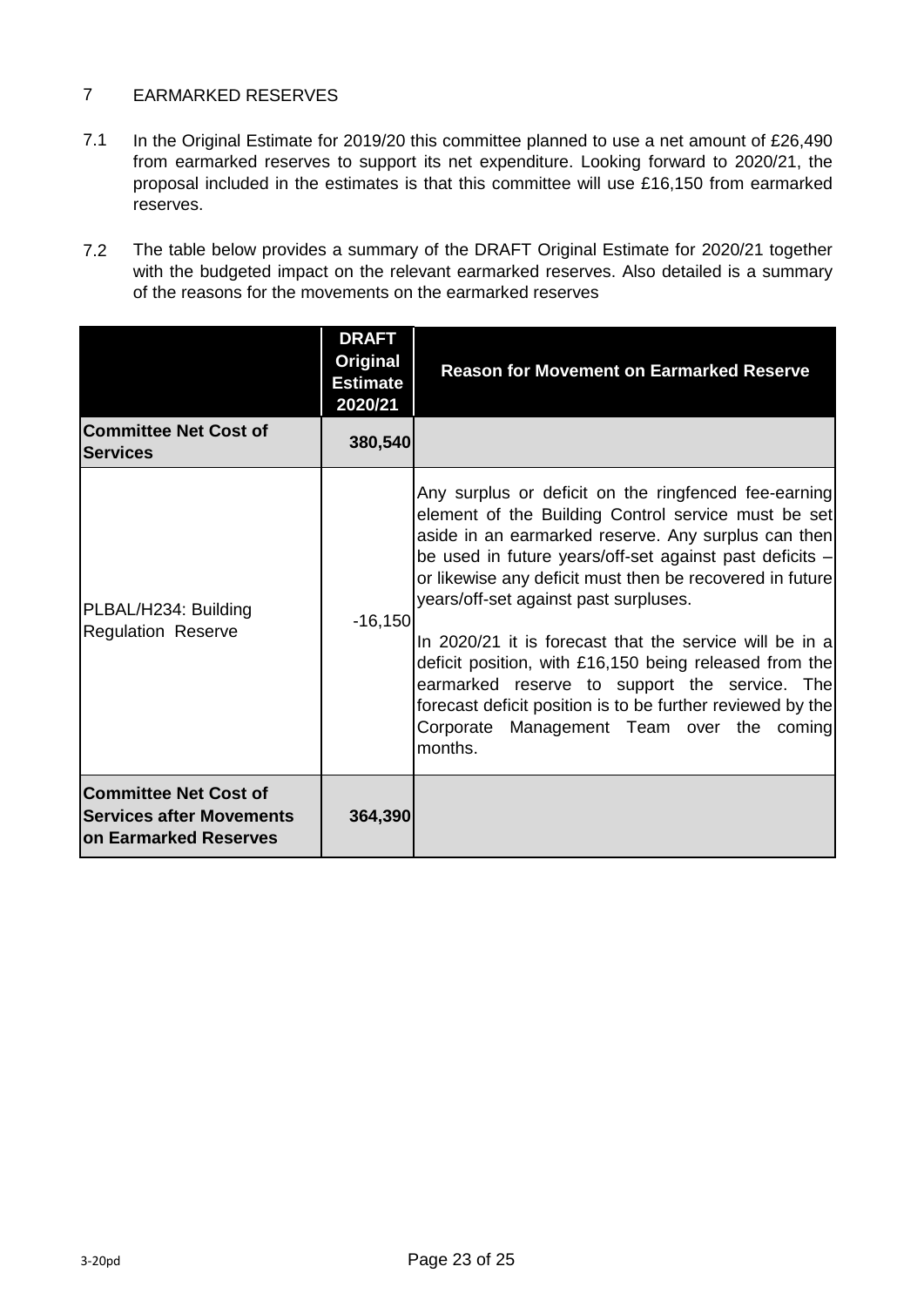## 7 EARMARKED RESERVES

7.1 In the Original Estimate for 2019/20 this committee planned to use a net amount of £26,490 from earmarked reserves to support its net expenditure. Looking forward to 2020/21, the proposal included in the estimates is that this committee will use £16,150 from earmarked reserves.

7.2 The table below provides a summary of the DRAFT Original Estimate for 2020/21 together with the budgeted impact on the relevant earmarked reserves. Also detailed is a summary of the reasons for the movements on the earmarked reserves

| | **DRAFT Original Estimate 2020/21** | **Reason for Movement on Earmarked Reserve** |
|---|---|---|
| **Committee Net Cost of Services** | **380,540** | |
| PLBAL/H234: Building Regulation Reserve | -16,150 | Any surplus or deficit on the ringfenced fee-earning element of the Building Control service must be set aside in an earmarked reserve. Any surplus can then be used in future years/off-set against past deficits – or likewise any deficit must then be recovered in future years/off-set against past surpluses.<br><br>In 2020/21 it is forecast that the service will be in a deficit position, with £16,150 being released from the earmarked reserve to support the service. The forecast deficit position is to be further reviewed by the Corporate Management Team over the coming months. |
| **Committee Net Cost of Services after Movements on Earmarked Reserves** | **364,390** | |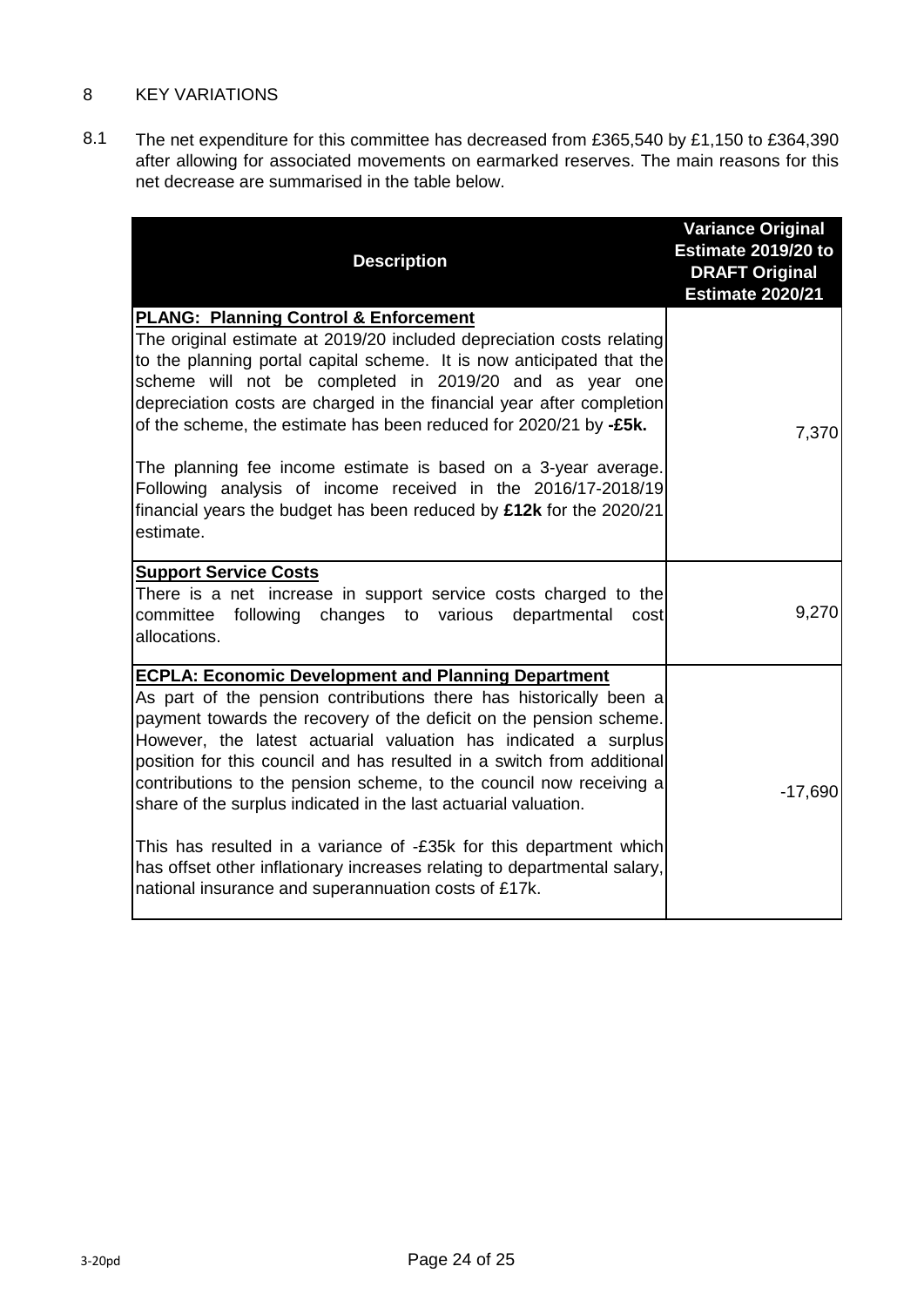## 8 KEY VARIATIONS

8.1 The net expenditure for this committee has decreased from £365,540 by £1,150 to £364,390 after allowing for associated movements on earmarked reserves. The main reasons for this net decrease are summarised in the table below.

| Description | Variance Original Estimate 2019/20 to DRAFT Original Estimate 2020/21 |
|---|---|
| **PLANG: Planning Control & Enforcement**<br>The original estimate at 2019/20 included depreciation costs relating to the planning portal capital scheme. It is now anticipated that the scheme will not be completed in 2019/20 and as year one depreciation costs are charged in the financial year after completion of the scheme, the estimate has been reduced for 2020/21 by **-£5k.**<br><br>The planning fee income estimate is based on a 3-year average. Following analysis of income received in the 2016/17-2018/19 financial years the budget has been reduced by **£12k** for the 2020/21 estimate. | 7,370 |
| **Support Service Costs**<br>There is a net increase in support service costs charged to the committee following changes to various departmental cost allocations. | 9,270 |
| **ECPLA: Economic Development and Planning Department**<br>As part of the pension contributions there has historically been a payment towards the recovery of the deficit on the pension scheme. However, the latest actuarial valuation has indicated a surplus position for this council and has resulted in a switch from additional contributions to the pension scheme, to the council now receiving a share of the surplus indicated in the last actuarial valuation.<br><br>This has resulted in a variance of -£35k for this department which has offset other inflationary increases relating to departmental salary, national insurance and superannuation costs of £17k. | -17,690 |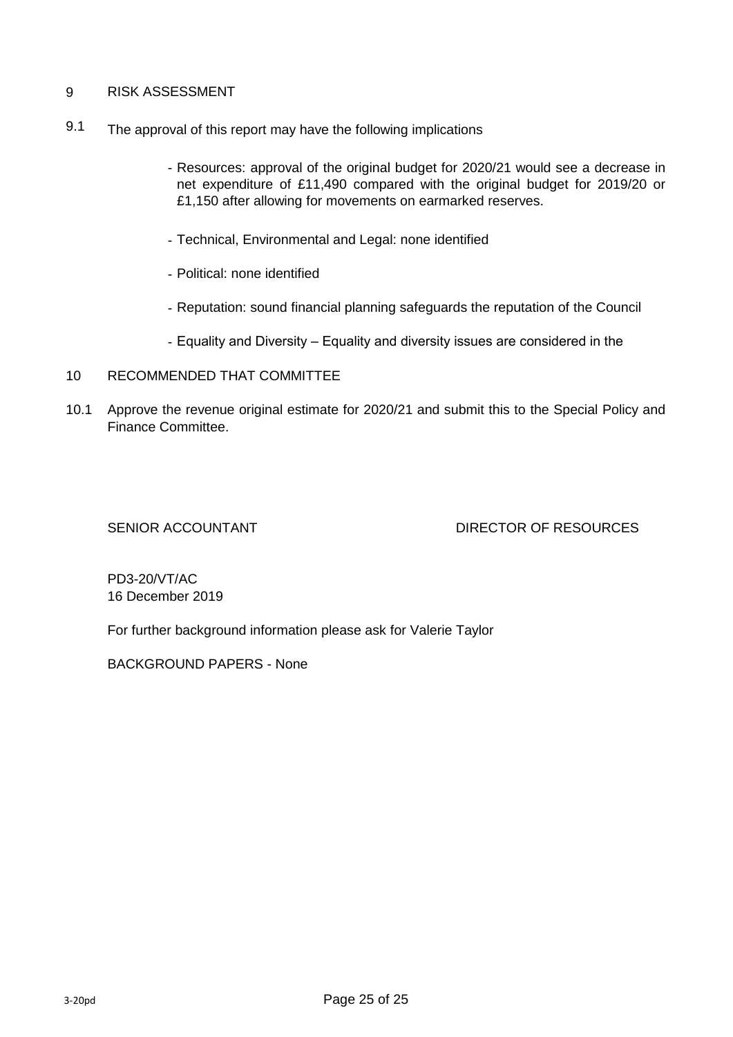## 9 RISK ASSESSMENT

9.1 The approval of this report may have the following implications

- Resources: approval of the original budget for 2020/21 would see a decrease in net expenditure of £11,490 compared with the original budget for 2019/20 or £1,150 after allowing for movements on earmarked reserves.

- Technical, Environmental and Legal: none identified

- Political: none identified

- Reputation: sound financial planning safeguards the reputation of the Council

- Equality and Diversity – Equality and diversity issues are considered in the

## 10 RECOMMENDED THAT COMMITTEE

10.1 Approve the revenue original estimate for 2020/21 and submit this to the Special Policy and Finance Committee.

SENIOR ACCOUNTANT DIRECTOR OF RESOURCES

PD3-20/VT/AC
16 December 2019

For further background information please ask for Valerie Taylor

BACKGROUND PAPERS - None